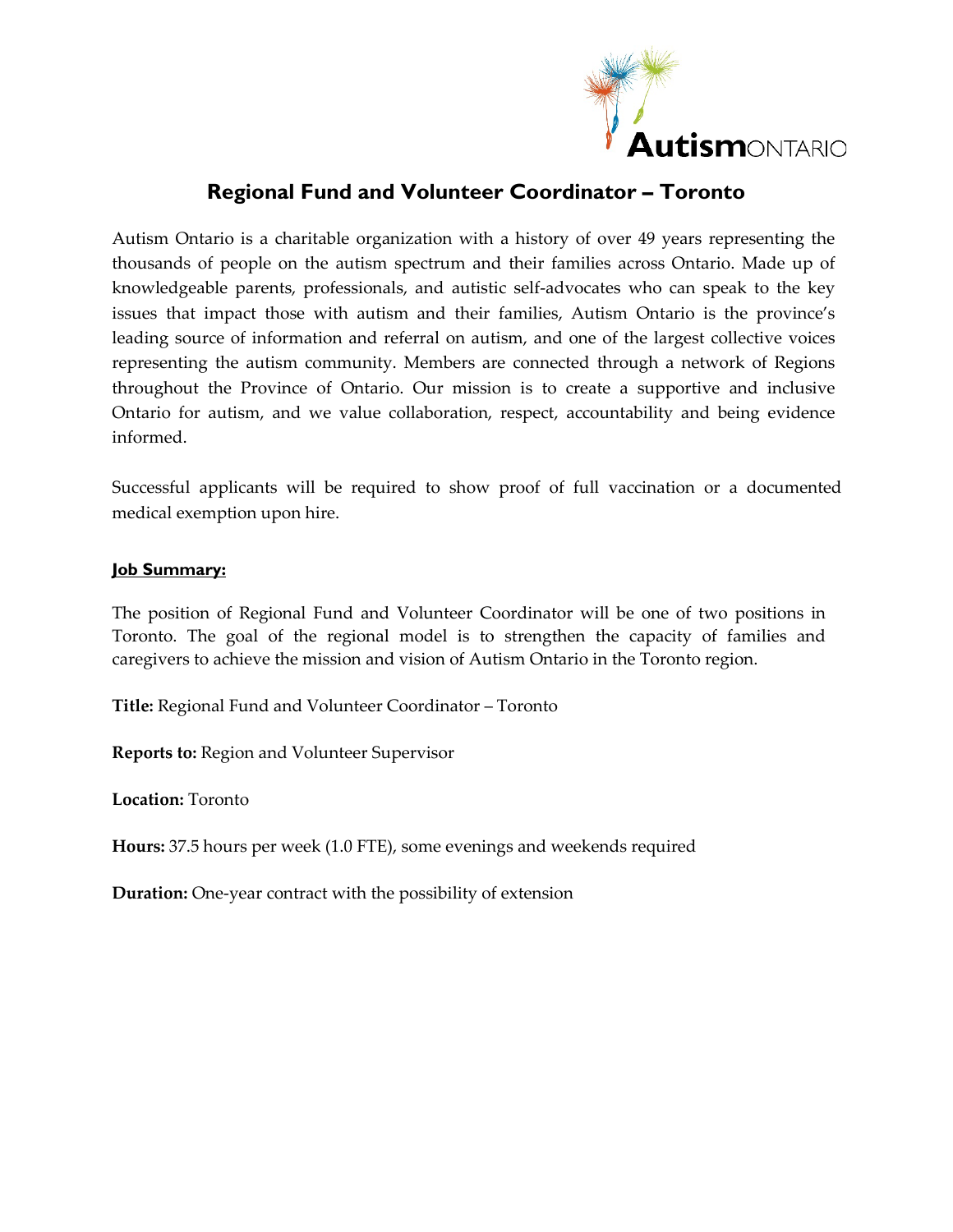# Regional Fund and Volunteer Coordinator – Toronto

Autism Ontario is a charitable organization with a history of over 49 years representing the thousands of people on the autism spectrum and their families across Ontario. Made up of knowledgeable parents, professionals, and autistic self-advocates who can speak to the key issues that impact those with autism and their families, Autism Ontario is the province's leading source of information and referral on autism, and one of the largest collective voices representing the autism community. Members are connected through a network of Regions throughout the Province of Ontario. Our mission is to create a supportive and inclusive Ontario for autism, and we value collaboration, respect, accountability and being evidence informed.

Successful applicants will be required to show proof of full vaccination or a documented medical exemption upon hire.

## Job Summary:

The position of Regional Fund and Volunteer Coordinator will be one of two positions in Toronto. The goal of the regional model is to strengthen the capacity of families and caregivers to achieve the mission and vision of Autism Ontario in the Toronto region.

**Title:** Regional Fund and Volunteer Coordinator – Toronto

**Reports to:** Region and Volunteer Supervisor

**Location:** Toronto

**Hours:** 37.5 hours per week (1.0 FTE), some evenings and weekends required

**Duration:** One-year contract with the possibility of extension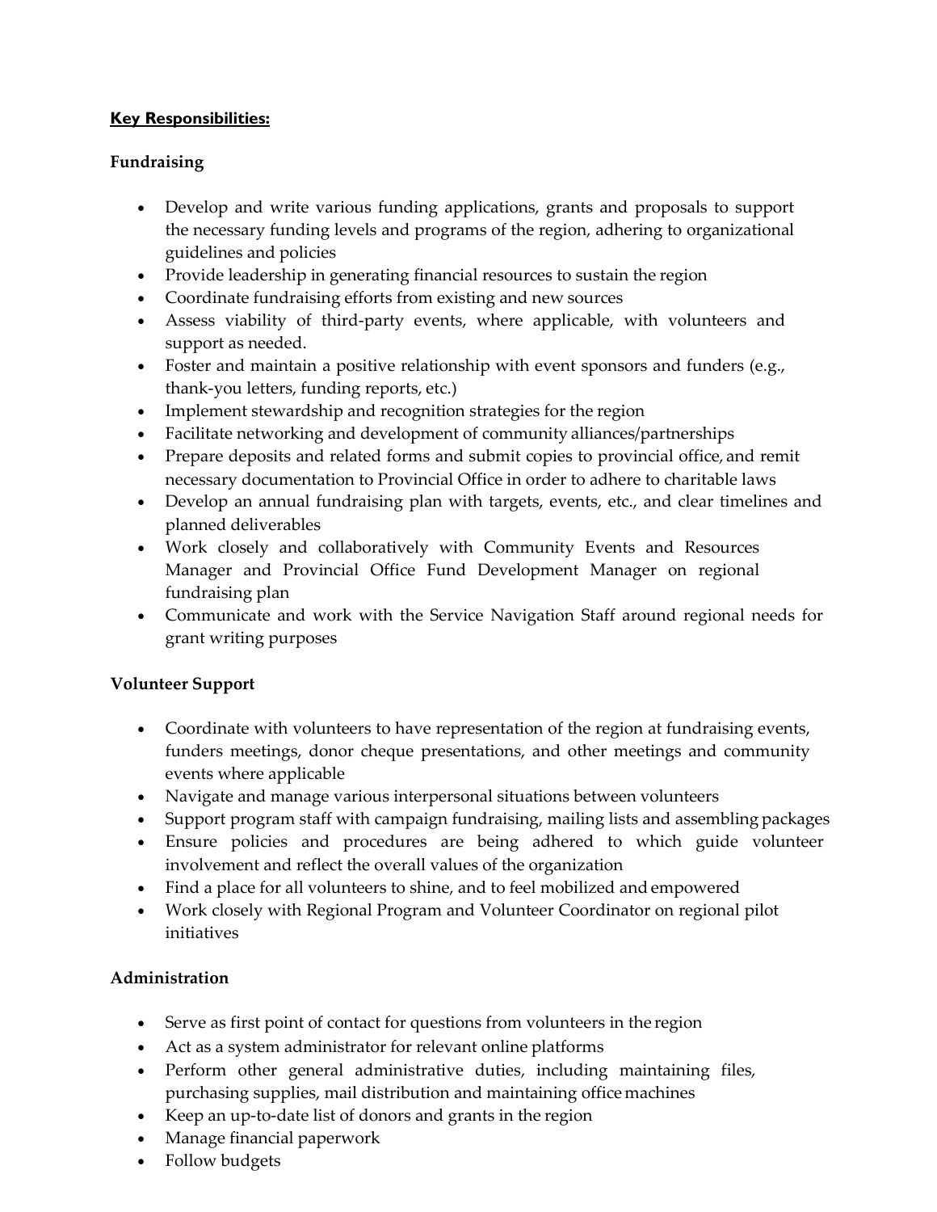**Key Responsibilities:**

**Fundraising**

- Develop and write various funding applications, grants and proposals to support the necessary funding levels and programs of the region, adhering to organizational guidelines and policies
- Provide leadership in generating financial resources to sustain the region
- Coordinate fundraising efforts from existing and new sources
- Assess viability of third-party events, where applicable, with volunteers and support as needed.
- Foster and maintain a positive relationship with event sponsors and funders (e.g., thank-you letters, funding reports, etc.)
- Implement stewardship and recognition strategies for the region
- Facilitate networking and development of community alliances/partnerships
- Prepare deposits and related forms and submit copies to provincial office, and remit necessary documentation to Provincial Office in order to adhere to charitable laws
- Develop an annual fundraising plan with targets, events, etc., and clear timelines and planned deliverables
- Work closely and collaboratively with Community Events and Resources Manager and Provincial Office Fund Development Manager on regional fundraising plan
- Communicate and work with the Service Navigation Staff around regional needs for grant writing purposes

**Volunteer Support**

- Coordinate with volunteers to have representation of the region at fundraising events, funders meetings, donor cheque presentations, and other meetings and community events where applicable
- Navigate and manage various interpersonal situations between volunteers
- Support program staff with campaign fundraising, mailing lists and assembling packages
- Ensure policies and procedures are being adhered to which guide volunteer involvement and reflect the overall values of the organization
- Find a place for all volunteers to shine, and to feel mobilized and empowered
- Work closely with Regional Program and Volunteer Coordinator on regional pilot initiatives

**Administration**

- Serve as first point of contact for questions from volunteers in the region
- Act as a system administrator for relevant online platforms
- Perform other general administrative duties, including maintaining files, purchasing supplies, mail distribution and maintaining office machines
- Keep an up-to-date list of donors and grants in the region
- Manage financial paperwork
- Follow budgets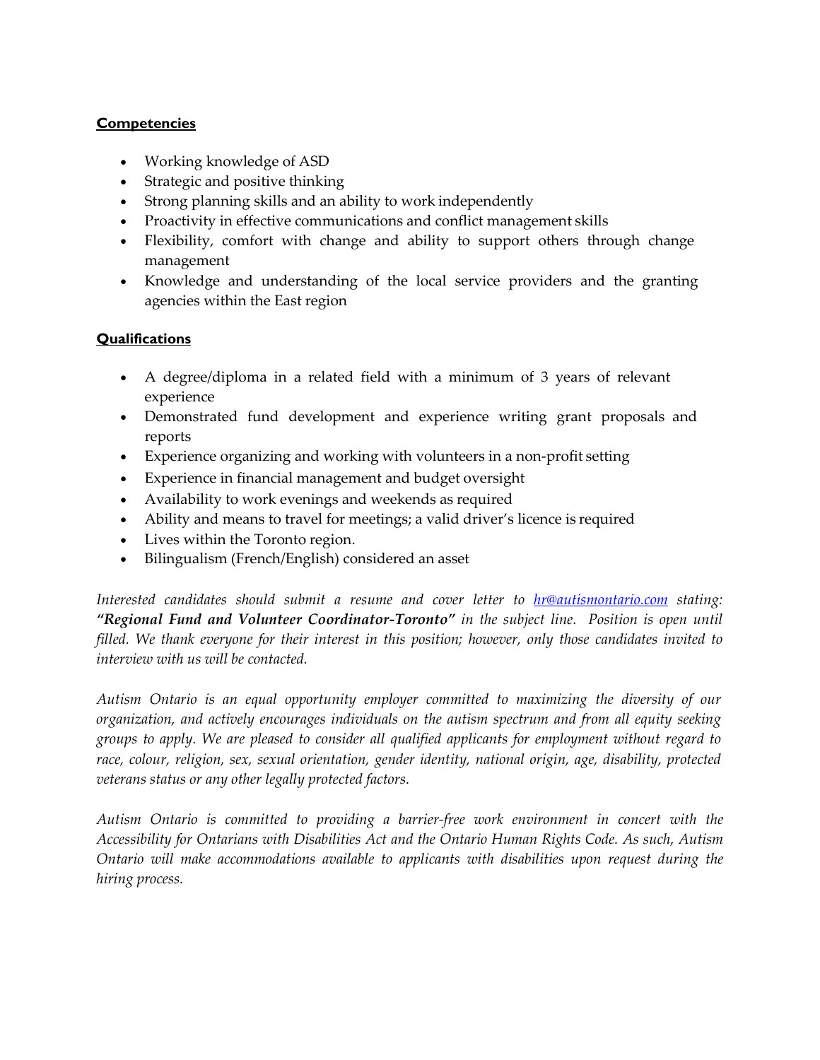**Competencies**

- Working knowledge of ASD
- Strategic and positive thinking
- Strong planning skills and an ability to work independently
- Proactivity in effective communications and conflict management skills
- Flexibility, comfort with change and ability to support others through change management
- Knowledge and understanding of the local service providers and the granting agencies within the East region

**Qualifications**

- A degree/diploma in a related field with a minimum of 3 years of relevant experience
- Demonstrated fund development and experience writing grant proposals and reports
- Experience organizing and working with volunteers in a non-profit setting
- Experience in financial management and budget oversight
- Availability to work evenings and weekends as required
- Ability and means to travel for meetings; a valid driver's licence is required
- Lives within the Toronto region.
- Bilingualism (French/English) considered an asset

*Interested candidates should submit a resume and cover letter to [hr@autismontario.com](mailto:hr@autismontario.com) stating:* ***"Regional Fund and Volunteer Coordinator-Toronto"*** *in the subject line. Position is open until filled. We thank everyone for their interest in this position; however, only those candidates invited to interview with us will be contacted.*

*Autism Ontario is an equal opportunity employer committed to maximizing the diversity of our organization, and actively encourages individuals on the autism spectrum and from all equity seeking groups to apply. We are pleased to consider all qualified applicants for employment without regard to race, colour, religion, sex, sexual orientation, gender identity, national origin, age, disability, protected veterans status or any other legally protected factors.*

*Autism Ontario is committed to providing a barrier-free work environment in concert with the Accessibility for Ontarians with Disabilities Act and the Ontario Human Rights Code. As such, Autism Ontario will make accommodations available to applicants with disabilities upon request during the hiring process.*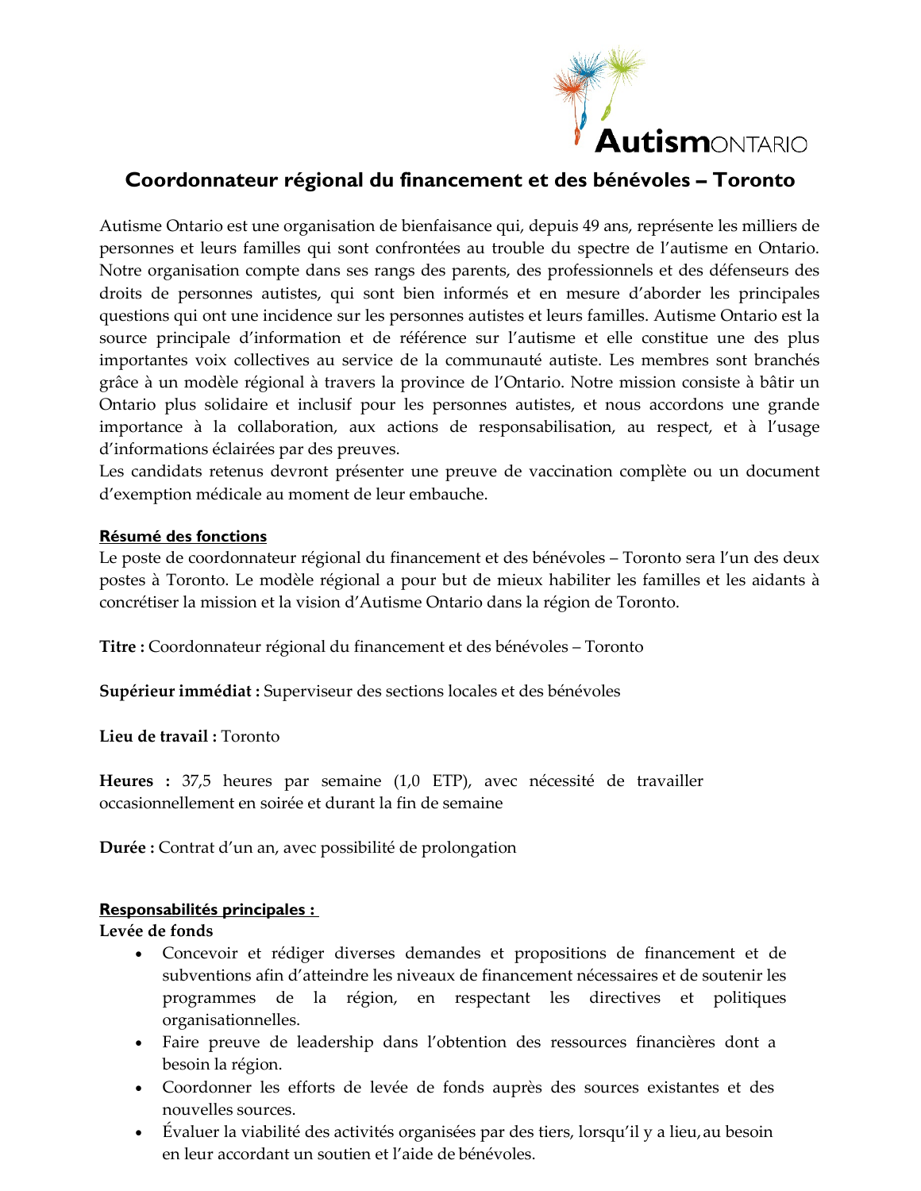# Coordonnateur régional du financement et des bénévoles – Toronto

Autisme Ontario est une organisation de bienfaisance qui, depuis 49 ans, représente les milliers de personnes et leurs familles qui sont confrontées au trouble du spectre de l'autisme en Ontario. Notre organisation compte dans ses rangs des parents, des professionnels et des défenseurs des droits de personnes autistes, qui sont bien informés et en mesure d'aborder les principales questions qui ont une incidence sur les personnes autistes et leurs familles. Autisme Ontario est la source principale d'information et de référence sur l'autisme et elle constitue une des plus importantes voix collectives au service de la communauté autiste. Les membres sont branchés grâce à un modèle régional à travers la province de l'Ontario. Notre mission consiste à bâtir un Ontario plus solidaire et inclusif pour les personnes autistes, et nous accordons une grande importance à la collaboration, aux actions de responsabilisation, au respect, et à l'usage d'informations éclairées par des preuves.
Les candidats retenus devront présenter une preuve de vaccination complète ou un document d'exemption médicale au moment de leur embauche.

**Résumé des fonctions**
Le poste de coordonnateur régional du financement et des bénévoles – Toronto sera l'un des deux postes à Toronto. Le modèle régional a pour but de mieux habiliter les familles et les aidants à concrétiser la mission et la vision d'Autisme Ontario dans la région de Toronto.

**Titre :** Coordonnateur régional du financement et des bénévoles – Toronto

**Supérieur immédiat :** Superviseur des sections locales et des bénévoles

**Lieu de travail :** Toronto

**Heures :** 37,5 heures par semaine (1,0 ETP), avec nécessité de travailler occasionnellement en soirée et durant la fin de semaine

**Durée :** Contrat d'un an, avec possibilité de prolongation

**Responsabilités principales :**

**Levée de fonds**

- Concevoir et rédiger diverses demandes et propositions de financement et de subventions afin d'atteindre les niveaux de financement nécessaires et de soutenir les programmes de la région, en respectant les directives et politiques organisationnelles.
- Faire preuve de leadership dans l'obtention des ressources financières dont a besoin la région.
- Coordonner les efforts de levée de fonds auprès des sources existantes et des nouvelles sources.
- Évaluer la viabilité des activités organisées par des tiers, lorsqu'il y a lieu, au besoin en leur accordant un soutien et l'aide de bénévoles.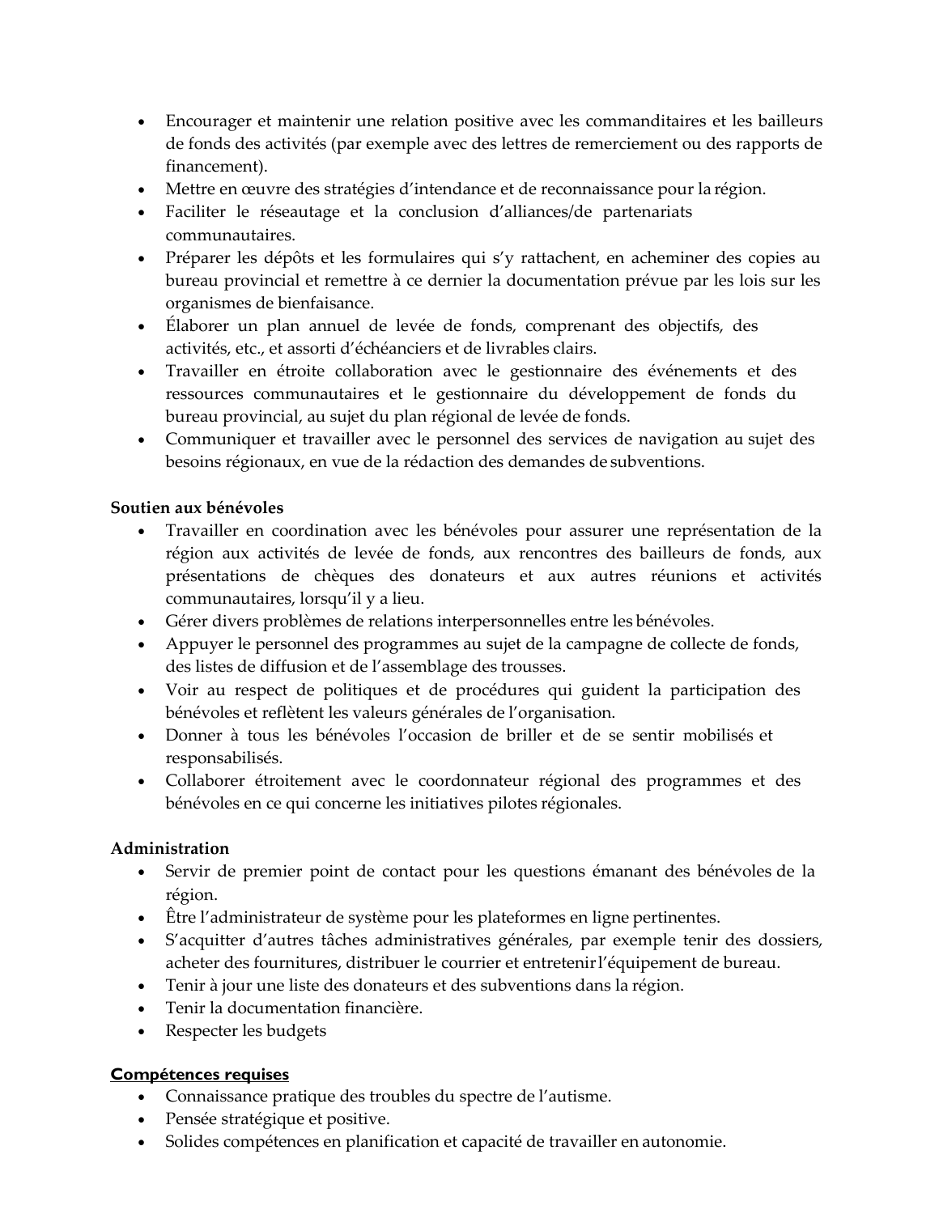- Encourager et maintenir une relation positive avec les commanditaires et les bailleurs de fonds des activités (par exemple avec des lettres de remerciement ou des rapports de financement).
- Mettre en œuvre des stratégies d'intendance et de reconnaissance pour la région.
- Faciliter le réseautage et la conclusion d'alliances/de partenariats communautaires.
- Préparer les dépôts et les formulaires qui s'y rattachent, en acheminer des copies au bureau provincial et remettre à ce dernier la documentation prévue par les lois sur les organismes de bienfaisance.
- Élaborer un plan annuel de levée de fonds, comprenant des objectifs, des activités, etc., et assorti d'échéanciers et de livrables clairs.
- Travailler en étroite collaboration avec le gestionnaire des événements et des ressources communautaires et le gestionnaire du développement de fonds du bureau provincial, au sujet du plan régional de levée de fonds.
- Communiquer et travailler avec le personnel des services de navigation au sujet des besoins régionaux, en vue de la rédaction des demandes de subventions.

**Soutien aux bénévoles**

- Travailler en coordination avec les bénévoles pour assurer une représentation de la région aux activités de levée de fonds, aux rencontres des bailleurs de fonds, aux présentations de chèques des donateurs et aux autres réunions et activités communautaires, lorsqu'il y a lieu.
- Gérer divers problèmes de relations interpersonnelles entre les bénévoles.
- Appuyer le personnel des programmes au sujet de la campagne de collecte de fonds, des listes de diffusion et de l'assemblage des trousses.
- Voir au respect de politiques et de procédures qui guident la participation des bénévoles et reflètent les valeurs générales de l'organisation.
- Donner à tous les bénévoles l'occasion de briller et de se sentir mobilisés et responsabilisés.
- Collaborer étroitement avec le coordonnateur régional des programmes et des bénévoles en ce qui concerne les initiatives pilotes régionales.

**Administration**

- Servir de premier point de contact pour les questions émanant des bénévoles de la région.
- Être l'administrateur de système pour les plateformes en ligne pertinentes.
- S'acquitter d'autres tâches administratives générales, par exemple tenir des dossiers, acheter des fournitures, distribuer le courrier et entretenir l'équipement de bureau.
- Tenir à jour une liste des donateurs et des subventions dans la région.
- Tenir la documentation financière.
- Respecter les budgets

**Compétences requises**

- Connaissance pratique des troubles du spectre de l'autisme.
- Pensée stratégique et positive.
- Solides compétences en planification et capacité de travailler en autonomie.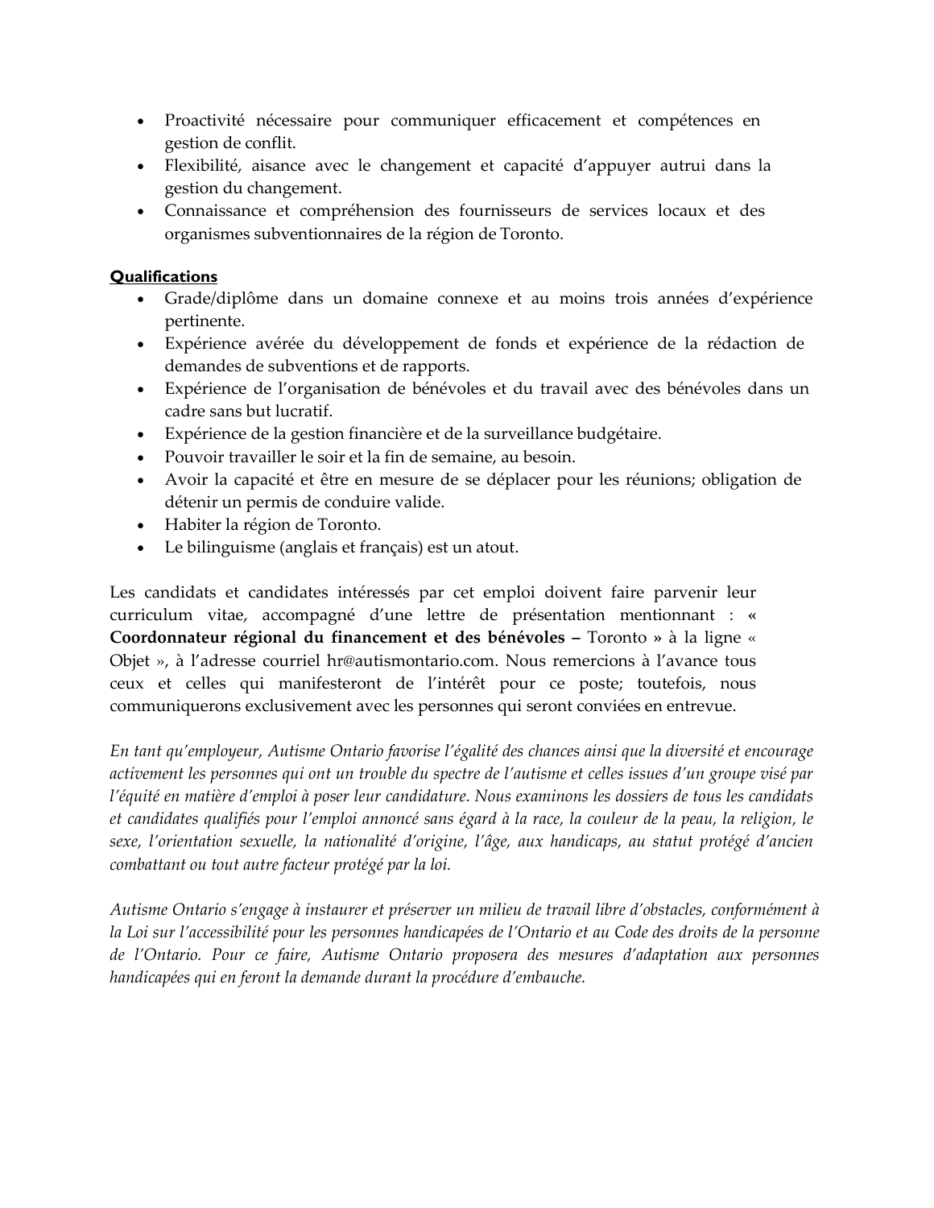- Proactivité nécessaire pour communiquer efficacement et compétences en gestion de conflit.
- Flexibilité, aisance avec le changement et capacité d'appuyer autrui dans la gestion du changement.
- Connaissance et compréhension des fournisseurs de services locaux et des organismes subventionnaires de la région de Toronto.

**Qualifications**

- Grade/diplôme dans un domaine connexe et au moins trois années d'expérience pertinente.
- Expérience avérée du développement de fonds et expérience de la rédaction de demandes de subventions et de rapports.
- Expérience de l'organisation de bénévoles et du travail avec des bénévoles dans un cadre sans but lucratif.
- Expérience de la gestion financière et de la surveillance budgétaire.
- Pouvoir travailler le soir et la fin de semaine, au besoin.
- Avoir la capacité et être en mesure de se déplacer pour les réunions; obligation de détenir un permis de conduire valide.
- Habiter la région de Toronto.
- Le bilinguisme (anglais et français) est un atout.

Les candidats et candidates intéressés par cet emploi doivent faire parvenir leur curriculum vitae, accompagné d'une lettre de présentation mentionnant : « **Coordonnateur régional du financement et des bénévoles –** Toronto » à la ligne « Objet », à l'adresse courriel hr@autismontario.com. Nous remercions à l'avance tous ceux et celles qui manifesteront de l'intérêt pour ce poste; toutefois, nous communiquerons exclusivement avec les personnes qui seront conviées en entrevue.

*En tant qu'employeur, Autisme Ontario favorise l'égalité des chances ainsi que la diversité et encourage activement les personnes qui ont un trouble du spectre de l'autisme et celles issues d'un groupe visé par l'équité en matière d'emploi à poser leur candidature. Nous examinons les dossiers de tous les candidats et candidates qualifiés pour l'emploi annoncé sans égard à la race, la couleur de la peau, la religion, le sexe, l'orientation sexuelle, la nationalité d'origine, l'âge, aux handicaps, au statut protégé d'ancien combattant ou tout autre facteur protégé par la loi.*

*Autisme Ontario s'engage à instaurer et préserver un milieu de travail libre d'obstacles, conformément à la Loi sur l'accessibilité pour les personnes handicapées de l'Ontario et au Code des droits de la personne de l'Ontario. Pour ce faire, Autisme Ontario proposera des mesures d'adaptation aux personnes handicapées qui en feront la demande durant la procédure d'embauche.*